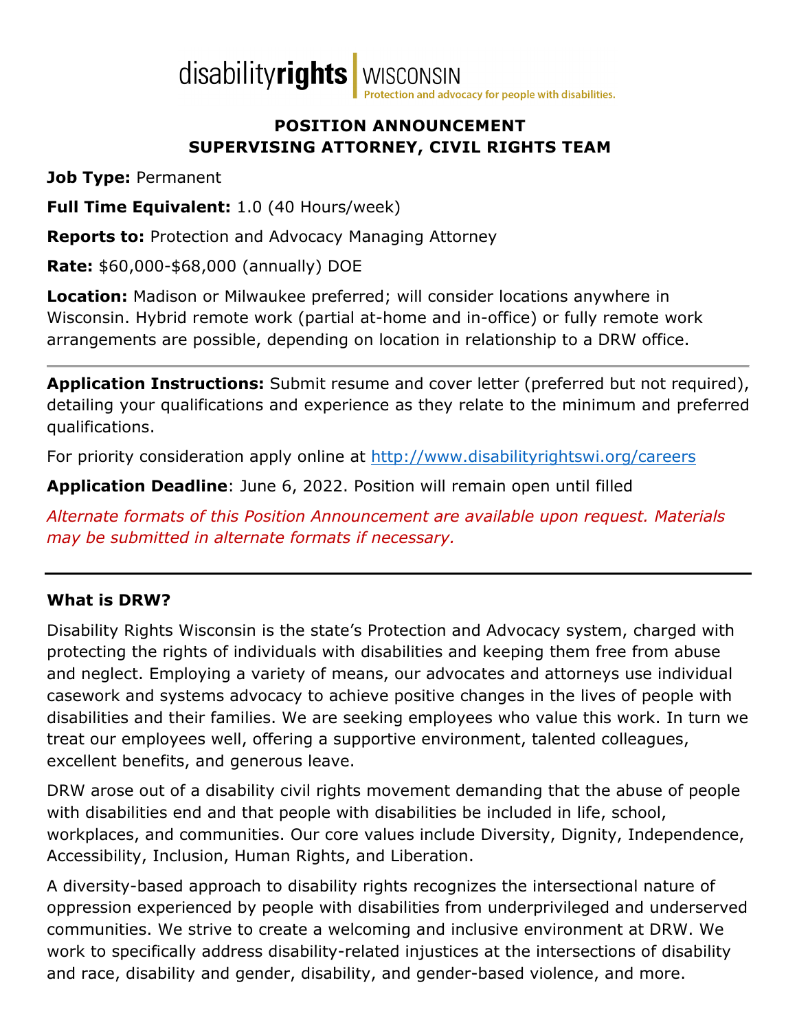disabilityrights | WISCONSIN
Protection and advocacy for people with disabilities.

# POSITION ANNOUNCEMENT
# SUPERVISING ATTORNEY, CIVIL RIGHTS TEAM

**Job Type:** Permanent

**Full Time Equivalent:** 1.0 (40 Hours/week)

**Reports to:** Protection and Advocacy Managing Attorney

**Rate:** $60,000-$68,000 (annually) DOE

**Location:** Madison or Milwaukee preferred; will consider locations anywhere in Wisconsin. Hybrid remote work (partial at-home and in-office) or fully remote work arrangements are possible, depending on location in relationship to a DRW office.

---

**Application Instructions:** Submit resume and cover letter (preferred but not required), detailing your qualifications and experience as they relate to the minimum and preferred qualifications.

For priority consideration apply online at [http://www.disabilityrightswi.org/careers](http://www.disabilityrightswi.org/careers)

**Application Deadline**: June 6, 2022. Position will remain open until filled

*Alternate formats of this Position Announcement are available upon request. Materials may be submitted in alternate formats if necessary.*

---

### What is DRW?

Disability Rights Wisconsin is the state's Protection and Advocacy system, charged with protecting the rights of individuals with disabilities and keeping them free from abuse and neglect. Employing a variety of means, our advocates and attorneys use individual casework and systems advocacy to achieve positive changes in the lives of people with disabilities and their families. We are seeking employees who value this work. In turn we treat our employees well, offering a supportive environment, talented colleagues, excellent benefits, and generous leave.

DRW arose out of a disability civil rights movement demanding that the abuse of people with disabilities end and that people with disabilities be included in life, school, workplaces, and communities. Our core values include Diversity, Dignity, Independence, Accessibility, Inclusion, Human Rights, and Liberation.

A diversity-based approach to disability rights recognizes the intersectional nature of oppression experienced by people with disabilities from underprivileged and underserved communities. We strive to create a welcoming and inclusive environment at DRW. We work to specifically address disability-related injustices at the intersections of disability and race, disability and gender, disability, and gender-based violence, and more.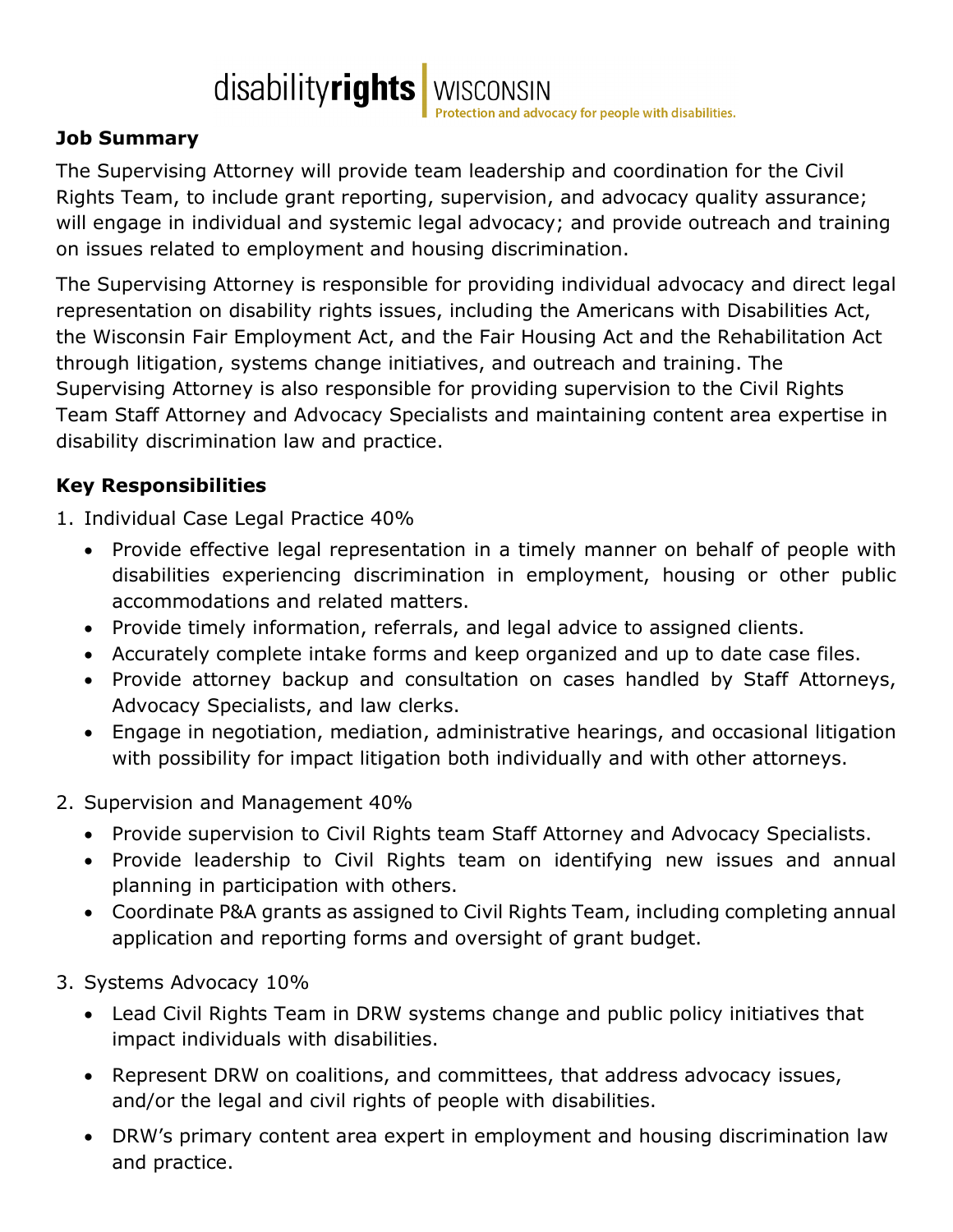**Job Summary**

The Supervising Attorney will provide team leadership and coordination for the Civil Rights Team, to include grant reporting, supervision, and advocacy quality assurance; will engage in individual and systemic legal advocacy; and provide outreach and training on issues related to employment and housing discrimination.

The Supervising Attorney is responsible for providing individual advocacy and direct legal representation on disability rights issues, including the Americans with Disabilities Act, the Wisconsin Fair Employment Act, and the Fair Housing Act and the Rehabilitation Act through litigation, systems change initiatives, and outreach and training. The Supervising Attorney is also responsible for providing supervision to the Civil Rights Team Staff Attorney and Advocacy Specialists and maintaining content area expertise in disability discrimination law and practice.

**Key Responsibilities**

1. Individual Case Legal Practice 40%
   - Provide effective legal representation in a timely manner on behalf of people with disabilities experiencing discrimination in employment, housing or other public accommodations and related matters.
   - Provide timely information, referrals, and legal advice to assigned clients.
   - Accurately complete intake forms and keep organized and up to date case files.
   - Provide attorney backup and consultation on cases handled by Staff Attorneys, Advocacy Specialists, and law clerks.
   - Engage in negotiation, mediation, administrative hearings, and occasional litigation with possibility for impact litigation both individually and with other attorneys.

2. Supervision and Management 40%
   - Provide supervision to Civil Rights team Staff Attorney and Advocacy Specialists.
   - Provide leadership to Civil Rights team on identifying new issues and annual planning in participation with others.
   - Coordinate P&A grants as assigned to Civil Rights Team, including completing annual application and reporting forms and oversight of grant budget.

3. Systems Advocacy 10%
   - Lead Civil Rights Team in DRW systems change and public policy initiatives that impact individuals with disabilities.
   - Represent DRW on coalitions, and committees, that address advocacy issues, and/or the legal and civil rights of people with disabilities.
   - DRW's primary content area expert in employment and housing discrimination law and practice.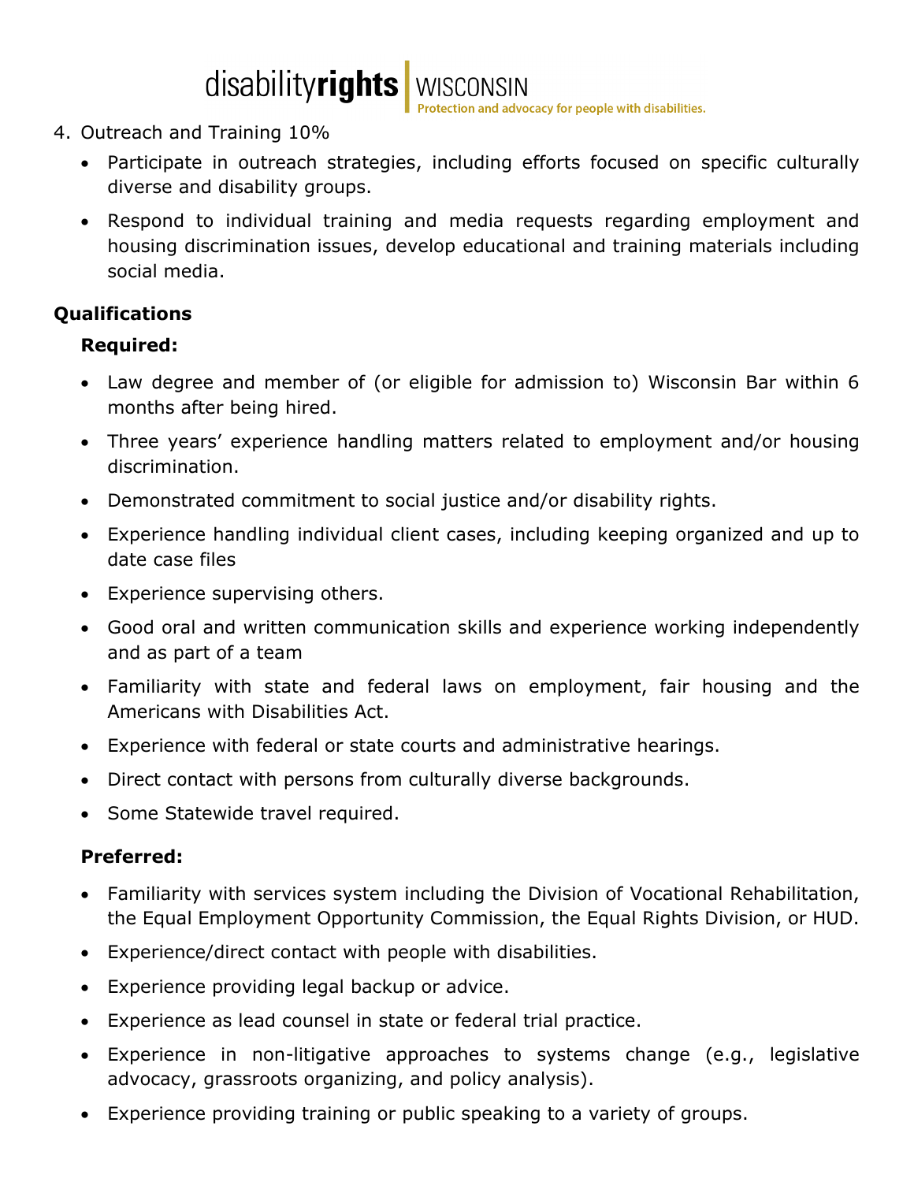4. Outreach and Training 10%
    - Participate in outreach strategies, including efforts focused on specific culturally diverse and disability groups.
    - Respond to individual training and media requests regarding employment and housing discrimination issues, develop educational and training materials including social media.

**Qualifications**

**Required:**

- Law degree and member of (or eligible for admission to) Wisconsin Bar within 6 months after being hired.
- Three years' experience handling matters related to employment and/or housing discrimination.
- Demonstrated commitment to social justice and/or disability rights.
- Experience handling individual client cases, including keeping organized and up to date case files
- Experience supervising others.
- Good oral and written communication skills and experience working independently and as part of a team
- Familiarity with state and federal laws on employment, fair housing and the Americans with Disabilities Act.
- Experience with federal or state courts and administrative hearings.
- Direct contact with persons from culturally diverse backgrounds.
- Some Statewide travel required.

**Preferred:**

- Familiarity with services system including the Division of Vocational Rehabilitation, the Equal Employment Opportunity Commission, the Equal Rights Division, or HUD.
- Experience/direct contact with people with disabilities.
- Experience providing legal backup or advice.
- Experience as lead counsel in state or federal trial practice.
- Experience in non-litigative approaches to systems change (e.g., legislative advocacy, grassroots organizing, and policy analysis).
- Experience providing training or public speaking to a variety of groups.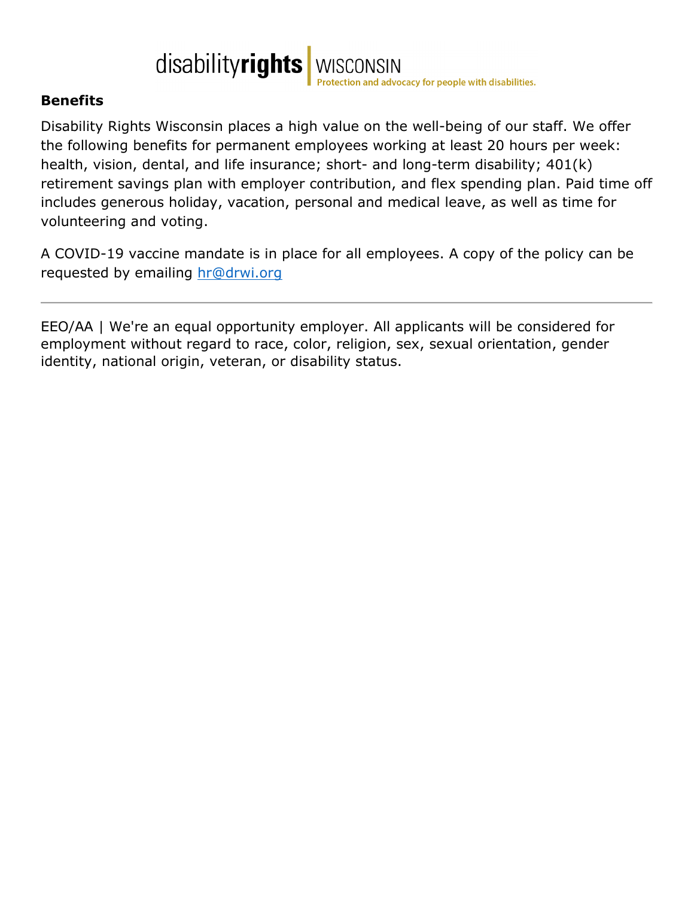## Benefits

Disability Rights Wisconsin places a high value on the well-being of our staff. We offer the following benefits for permanent employees working at least 20 hours per week: health, vision, dental, and life insurance; short- and long-term disability; 401(k) retirement savings plan with employer contribution, and flex spending plan. Paid time off includes generous holiday, vacation, personal and medical leave, as well as time for volunteering and voting.

A COVID-19 vaccine mandate is in place for all employees. A copy of the policy can be requested by emailing hr@drwi.org

---

EEO/AA | We're an equal opportunity employer. All applicants will be considered for employment without regard to race, color, religion, sex, sexual orientation, gender identity, national origin, veteran, or disability status.